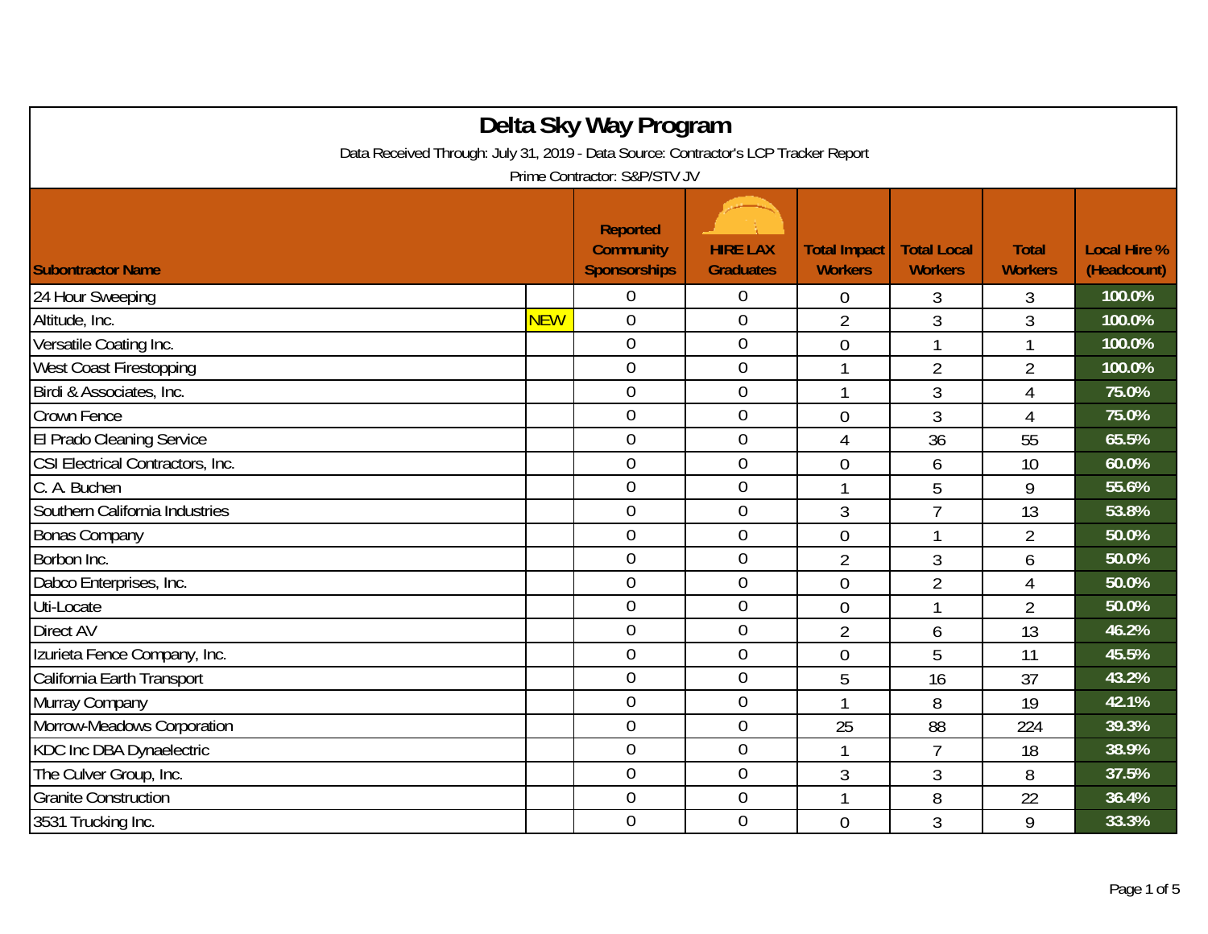# Delta Sky Way Program

Data Received Through: July 31, 2019 - Data Source: Contractor's LCP Tracker Report

Prime Contractor: S&P/STV JV

| Subontractor Name | | Reported Community Sponsorships | HIRE LAX Graduates | Total Impact Workers | Total Local Workers | Total Workers | Local Hire % (Headcount) |
|---|---|---|---|---|---|---|---|
| 24 Hour Sweeping | | 0 | 0 | 0 | 3 | 3 | 100.0% |
| Altitude, Inc. | NEW | 0 | 0 | 2 | 3 | 3 | 100.0% |
| Versatile Coating Inc. | | 0 | 0 | 0 | 1 | 1 | 100.0% |
| West Coast Firestopping | | 0 | 0 | 1 | 2 | 2 | 100.0% |
| Birdi & Associates, Inc. | | 0 | 0 | 1 | 3 | 4 | 75.0% |
| Crown Fence | | 0 | 0 | 0 | 3 | 4 | 75.0% |
| El Prado Cleaning Service | | 0 | 0 | 4 | 36 | 55 | 65.5% |
| CSI Electrical Contractors, Inc. | | 0 | 0 | 0 | 6 | 10 | 60.0% |
| C. A. Buchen | | 0 | 0 | 1 | 5 | 9 | 55.6% |
| Southern California Industries | | 0 | 0 | 3 | 7 | 13 | 53.8% |
| Bonas Company | | 0 | 0 | 0 | 1 | 2 | 50.0% |
| Borbon Inc. | | 0 | 0 | 2 | 3 | 6 | 50.0% |
| Dabco Enterprises, Inc. | | 0 | 0 | 0 | 2 | 4 | 50.0% |
| Uti-Locate | | 0 | 0 | 0 | 1 | 2 | 50.0% |
| Direct AV | | 0 | 0 | 2 | 6 | 13 | 46.2% |
| Izurieta Fence Company, Inc. | | 0 | 0 | 0 | 5 | 11 | 45.5% |
| California Earth Transport | | 0 | 0 | 5 | 16 | 37 | 43.2% |
| Murray Company | | 0 | 0 | 1 | 8 | 19 | 42.1% |
| Morrow-Meadows Corporation | | 0 | 0 | 25 | 88 | 224 | 39.3% |
| KDC Inc DBA Dynaelectric | | 0 | 0 | 1 | 7 | 18 | 38.9% |
| The Culver Group, Inc. | | 0 | 0 | 3 | 3 | 8 | 37.5% |
| Granite Construction | | 0 | 0 | 1 | 8 | 22 | 36.4% |
| 3531 Trucking Inc. | | 0 | 0 | 0 | 3 | 9 | 33.3% |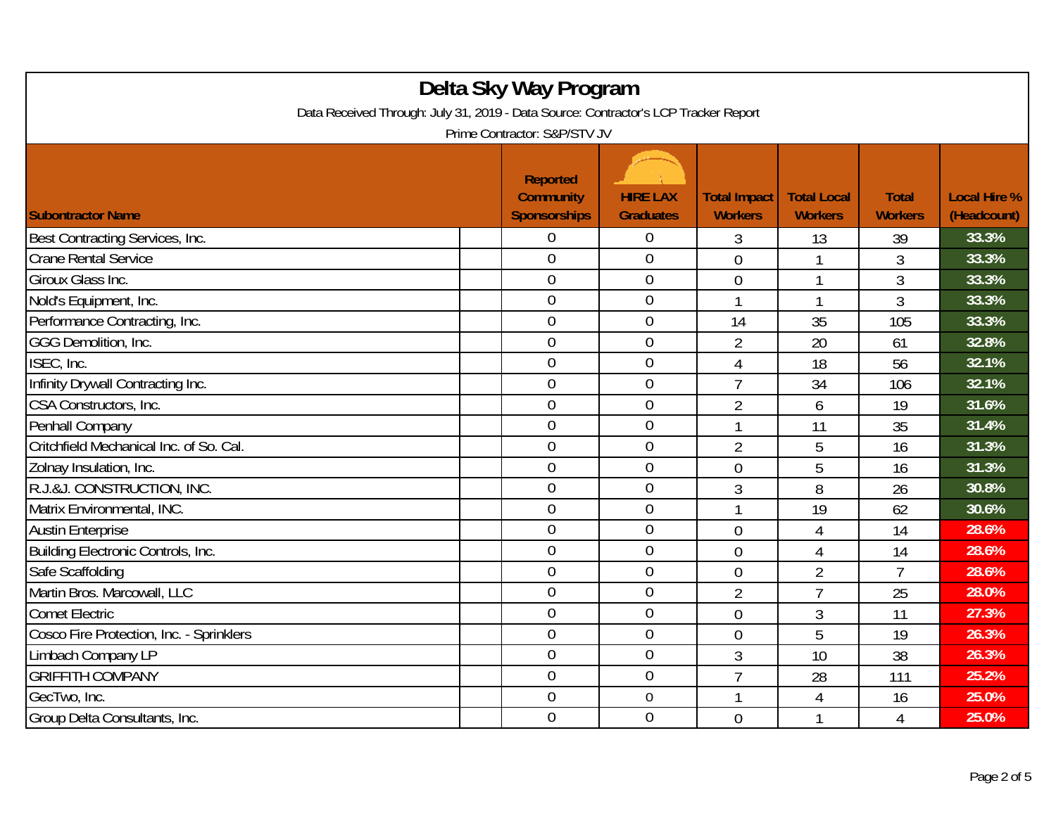# Delta Sky Way Program

Data Received Through: July 31, 2019 - Data Source: Contractor's LCP Tracker Report

Prime Contractor: S&P/STV JV

| Subontractor Name | Reported Community Sponsorships | HIRE LAX Graduates | Total Impact Workers | Total Local Workers | Total Workers | Local Hire % (Headcount) |
|---|---|---|---|---|---|---|
| Best Contracting Services, Inc. | 0 | 0 | 3 | 13 | 39 | 33.3% |
| Crane Rental Service | 0 | 0 | 0 | 1 | 3 | 33.3% |
| Giroux Glass Inc. | 0 | 0 | 0 | 1 | 3 | 33.3% |
| Nold's Equipment, Inc. | 0 | 0 | 1 | 1 | 3 | 33.3% |
| Performance Contracting, Inc. | 0 | 0 | 14 | 35 | 105 | 33.3% |
| GGG Demolition, Inc. | 0 | 0 | 2 | 20 | 61 | 32.8% |
| ISEC, Inc. | 0 | 0 | 4 | 18 | 56 | 32.1% |
| Infinity Drywall Contracting Inc. | 0 | 0 | 7 | 34 | 106 | 32.1% |
| CSA Constructors, Inc. | 0 | 0 | 2 | 6 | 19 | 31.6% |
| Penhall Company | 0 | 0 | 1 | 11 | 35 | 31.4% |
| Critchfield Mechanical Inc. of So. Cal. | 0 | 0 | 2 | 5 | 16 | 31.3% |
| Zolnay Insulation, Inc. | 0 | 0 | 0 | 5 | 16 | 31.3% |
| R.J.&J. CONSTRUCTION, INC. | 0 | 0 | 3 | 8 | 26 | 30.8% |
| Matrix Environmental, INC. | 0 | 0 | 1 | 19 | 62 | 30.6% |
| Austin Enterprise | 0 | 0 | 0 | 4 | 14 | 28.6% |
| Building Electronic Controls, Inc. | 0 | 0 | 0 | 4 | 14 | 28.6% |
| Safe Scaffolding | 0 | 0 | 0 | 2 | 7 | 28.6% |
| Martin Bros. Marcowall, LLC | 0 | 0 | 2 | 7 | 25 | 28.0% |
| Comet Electric | 0 | 0 | 0 | 3 | 11 | 27.3% |
| Cosco Fire Protection, Inc. - Sprinklers | 0 | 0 | 0 | 5 | 19 | 26.3% |
| Limbach Company LP | 0 | 0 | 3 | 10 | 38 | 26.3% |
| GRIFFITH COMPANY | 0 | 0 | 7 | 28 | 111 | 25.2% |
| GecTwo, Inc. | 0 | 0 | 1 | 4 | 16 | 25.0% |
| Group Delta Consultants, Inc. | 0 | 0 | 0 | 1 | 4 | 25.0% |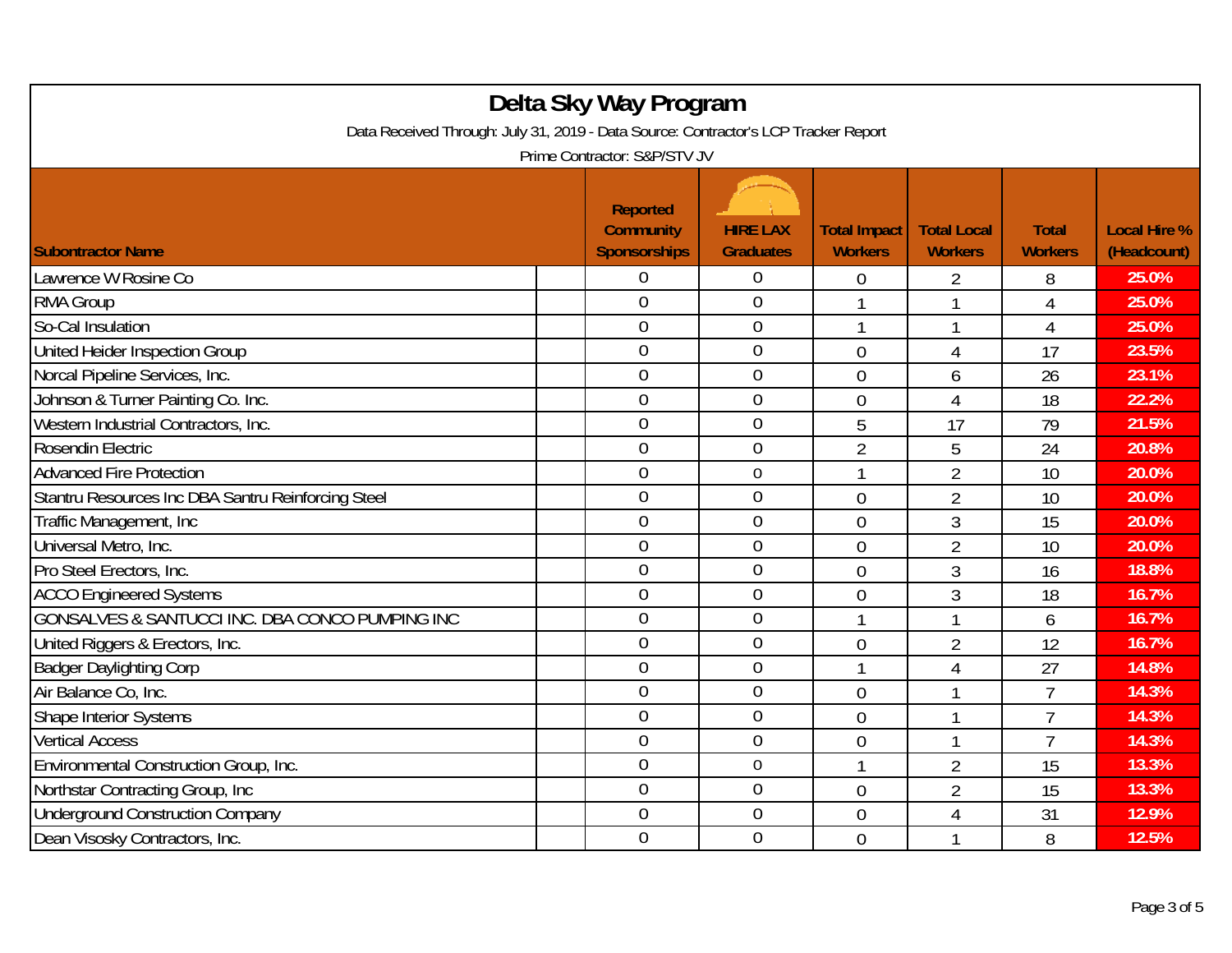# Delta Sky Way Program

Data Received Through: July 31, 2019 - Data Source: Contractor's LCP Tracker Report

Prime Contractor: S&P/STV JV

| Subontractor Name | Reported Community Sponsorships | HIRE LAX Graduates | Total Impact Workers | Total Local Workers | Total Workers | Local Hire % (Headcount) |
|---|---|---|---|---|---|---|
| Lawrence W Rosine Co | 0 | 0 | 0 | 2 | 8 | 25.0% |
| RMA Group | 0 | 0 | 1 | 1 | 4 | 25.0% |
| So-Cal Insulation | 0 | 0 | 1 | 1 | 4 | 25.0% |
| United Heider Inspection Group | 0 | 0 | 0 | 4 | 17 | 23.5% |
| Norcal Pipeline Services, Inc. | 0 | 0 | 0 | 6 | 26 | 23.1% |
| Johnson & Turner Painting Co. Inc. | 0 | 0 | 0 | 4 | 18 | 22.2% |
| Western Industrial Contractors, Inc. | 0 | 0 | 5 | 17 | 79 | 21.5% |
| Rosendin Electric | 0 | 0 | 2 | 5 | 24 | 20.8% |
| Advanced Fire Protection | 0 | 0 | 1 | 2 | 10 | 20.0% |
| Stantru Resources Inc DBA Santru Reinforcing Steel | 0 | 0 | 0 | 2 | 10 | 20.0% |
| Traffic Management, Inc | 0 | 0 | 0 | 3 | 15 | 20.0% |
| Universal Metro, Inc. | 0 | 0 | 0 | 2 | 10 | 20.0% |
| Pro Steel Erectors, Inc. | 0 | 0 | 0 | 3 | 16 | 18.8% |
| ACCO Engineered Systems | 0 | 0 | 0 | 3 | 18 | 16.7% |
| GONSALVES & SANTUCCI INC. DBA CONCO PUMPING INC | 0 | 0 | 1 | 1 | 6 | 16.7% |
| United Riggers & Erectors, Inc. | 0 | 0 | 0 | 2 | 12 | 16.7% |
| Badger Daylighting Corp | 0 | 0 | 1 | 4 | 27 | 14.8% |
| Air Balance Co, Inc. | 0 | 0 | 0 | 1 | 7 | 14.3% |
| Shape Interior Systems | 0 | 0 | 0 | 1 | 7 | 14.3% |
| Vertical Access | 0 | 0 | 0 | 1 | 7 | 14.3% |
| Environmental Construction Group, Inc. | 0 | 0 | 1 | 2 | 15 | 13.3% |
| Northstar Contracting Group, Inc | 0 | 0 | 0 | 2 | 15 | 13.3% |
| Underground Construction Company | 0 | 0 | 0 | 4 | 31 | 12.9% |
| Dean Visosky Contractors, Inc. | 0 | 0 | 0 | 1 | 8 | 12.5% |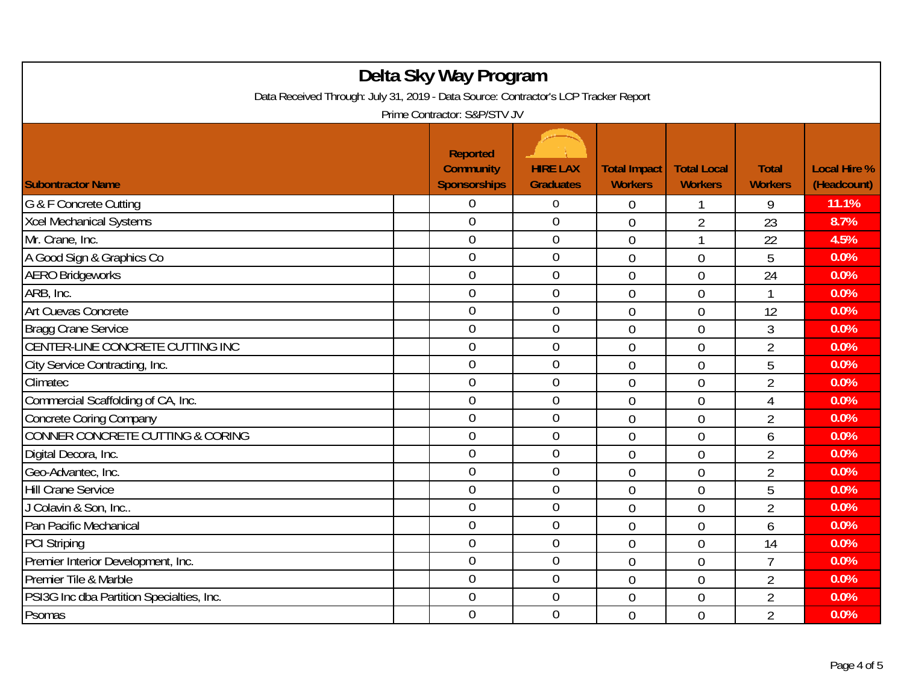# Delta Sky Way Program

Data Received Through: July 31, 2019 - Data Source: Contractor's LCP Tracker Report

Prime Contractor: S&P/STV JV

| Subontractor Name | Reported Community Sponsorships | HIRE LAX Graduates | Total Impact Workers | Total Local Workers | Total Workers | Local Hire % (Headcount) |
|---|---|---|---|---|---|---|
| G & F Concrete Cutting | 0 | 0 | 0 | 1 | 9 | 11.1% |
| Xcel Mechanical Systems | 0 | 0 | 0 | 2 | 23 | 8.7% |
| Mr. Crane, Inc. | 0 | 0 | 0 | 1 | 22 | 4.5% |
| A Good Sign & Graphics Co | 0 | 0 | 0 | 0 | 5 | 0.0% |
| AERO Bridgeworks | 0 | 0 | 0 | 0 | 24 | 0.0% |
| ARB, Inc. | 0 | 0 | 0 | 0 | 1 | 0.0% |
| Art Cuevas Concrete | 0 | 0 | 0 | 0 | 12 | 0.0% |
| Bragg Crane Service | 0 | 0 | 0 | 0 | 3 | 0.0% |
| CENTER-LINE CONCRETE CUTTING INC | 0 | 0 | 0 | 0 | 2 | 0.0% |
| City Service Contracting, Inc. | 0 | 0 | 0 | 0 | 5 | 0.0% |
| Climatec | 0 | 0 | 0 | 0 | 2 | 0.0% |
| Commercial Scaffolding of CA, Inc. | 0 | 0 | 0 | 0 | 4 | 0.0% |
| Concrete Coring Company | 0 | 0 | 0 | 0 | 2 | 0.0% |
| CONNER CONCRETE CUTTING & CORING | 0 | 0 | 0 | 0 | 6 | 0.0% |
| Digital Decora, Inc. | 0 | 0 | 0 | 0 | 2 | 0.0% |
| Geo-Advantec, Inc. | 0 | 0 | 0 | 0 | 2 | 0.0% |
| Hill Crane Service | 0 | 0 | 0 | 0 | 5 | 0.0% |
| J Colavin & Son, Inc.. | 0 | 0 | 0 | 0 | 2 | 0.0% |
| Pan Pacific Mechanical | 0 | 0 | 0 | 0 | 6 | 0.0% |
| PCI Striping | 0 | 0 | 0 | 0 | 14 | 0.0% |
| Premier Interior Development, Inc. | 0 | 0 | 0 | 0 | 7 | 0.0% |
| Premier Tile & Marble | 0 | 0 | 0 | 0 | 2 | 0.0% |
| PSI3G Inc dba Partition Specialties, Inc. | 0 | 0 | 0 | 0 | 2 | 0.0% |
| Psomas | 0 | 0 | 0 | 0 | 2 | 0.0% |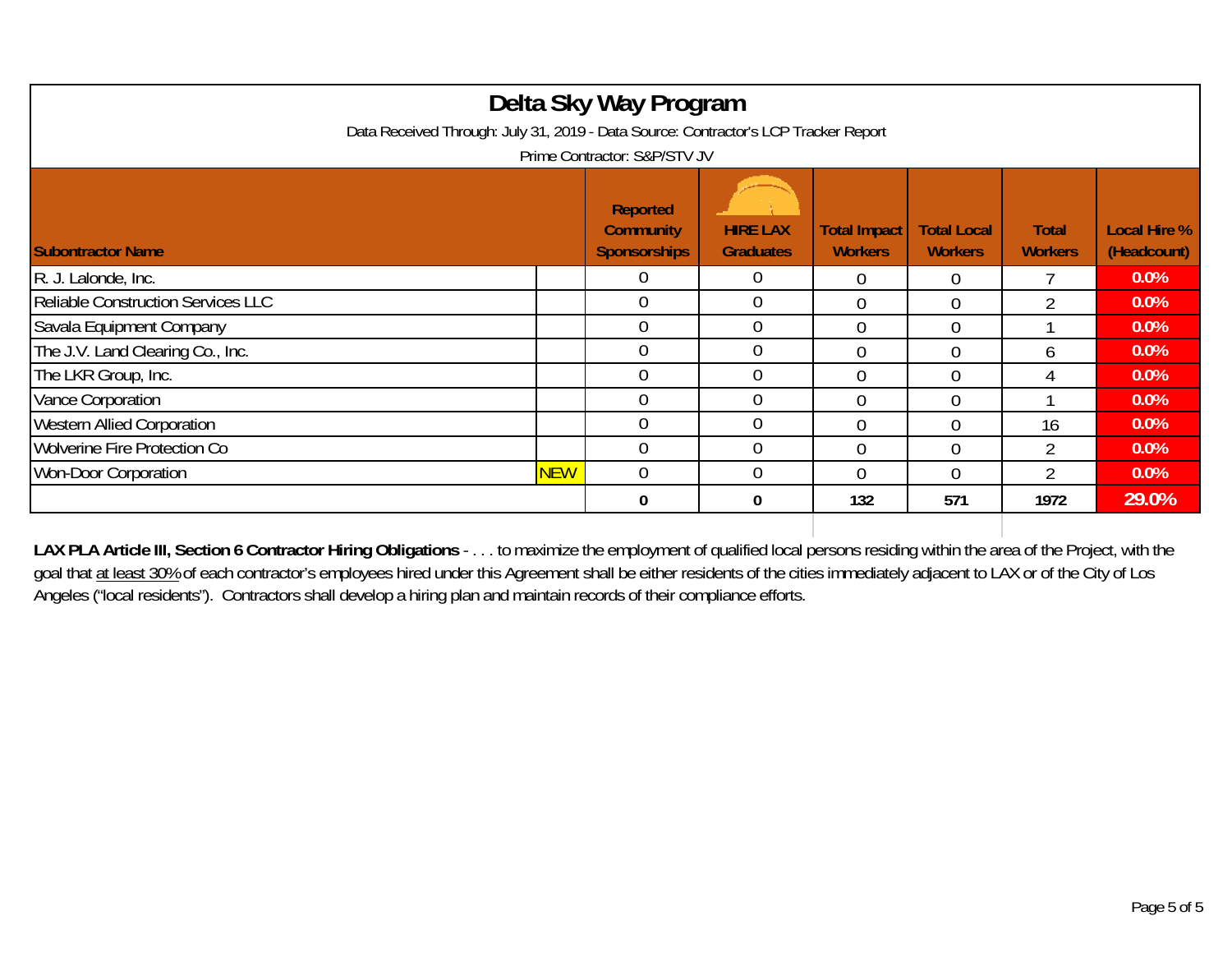# Delta Sky Way Program

Data Received Through: July 31, 2019 - Data Source: Contractor's LCP Tracker Report

Prime Contractor: S&P/STV JV

| Subontractor Name | | Reported Community Sponsorships | HIRE LAX Graduates | Total Impact Workers | Total Local Workers | Total Workers | Local Hire % (Headcount) |
|---|---|---|---|---|---|---|---|
| R. J. Lalonde, Inc. | | 0 | 0 | 0 | 0 | 7 | 0.0% |
| Reliable Construction Services LLC | | 0 | 0 | 0 | 0 | 2 | 0.0% |
| Savala Equipment Company | | 0 | 0 | 0 | 0 | 1 | 0.0% |
| The J.V. Land Clearing Co., Inc. | | 0 | 0 | 0 | 0 | 6 | 0.0% |
| The LKR Group, Inc. | | 0 | 0 | 0 | 0 | 4 | 0.0% |
| Vance Corporation | | 0 | 0 | 0 | 0 | 1 | 0.0% |
| Western Allied Corporation | | 0 | 0 | 0 | 0 | 16 | 0.0% |
| Wolverine Fire Protection Co | | 0 | 0 | 0 | 0 | 2 | 0.0% |
| Won-Door Corporation | NEW | 0 | 0 | 0 | 0 | 2 | 0.0% |
| | | **0** | **0** | **132** | **571** | **1972** | **29.0%** |

**LAX PLA Article III, Section 6 Contractor Hiring Obligations** - . . . to maximize the employment of qualified local persons residing within the area of the Project, with the goal that at least 30% of each contractor's employees hired under this Agreement shall be either residents of the cities immediately adjacent to LAX or of the City of Los Angeles ("local residents"). Contractors shall develop a hiring plan and maintain records of their compliance efforts.